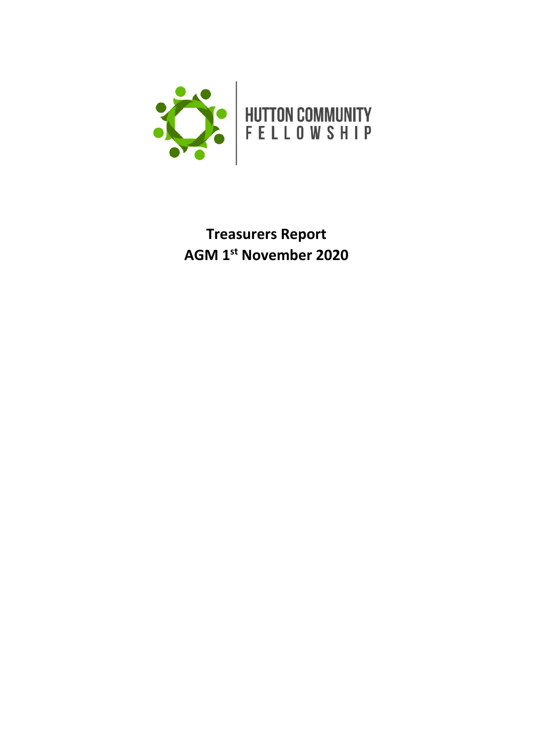HUTTON COMMUNITY FELLOWSHIP

# Treasurers Report

## AGM 1st November 2020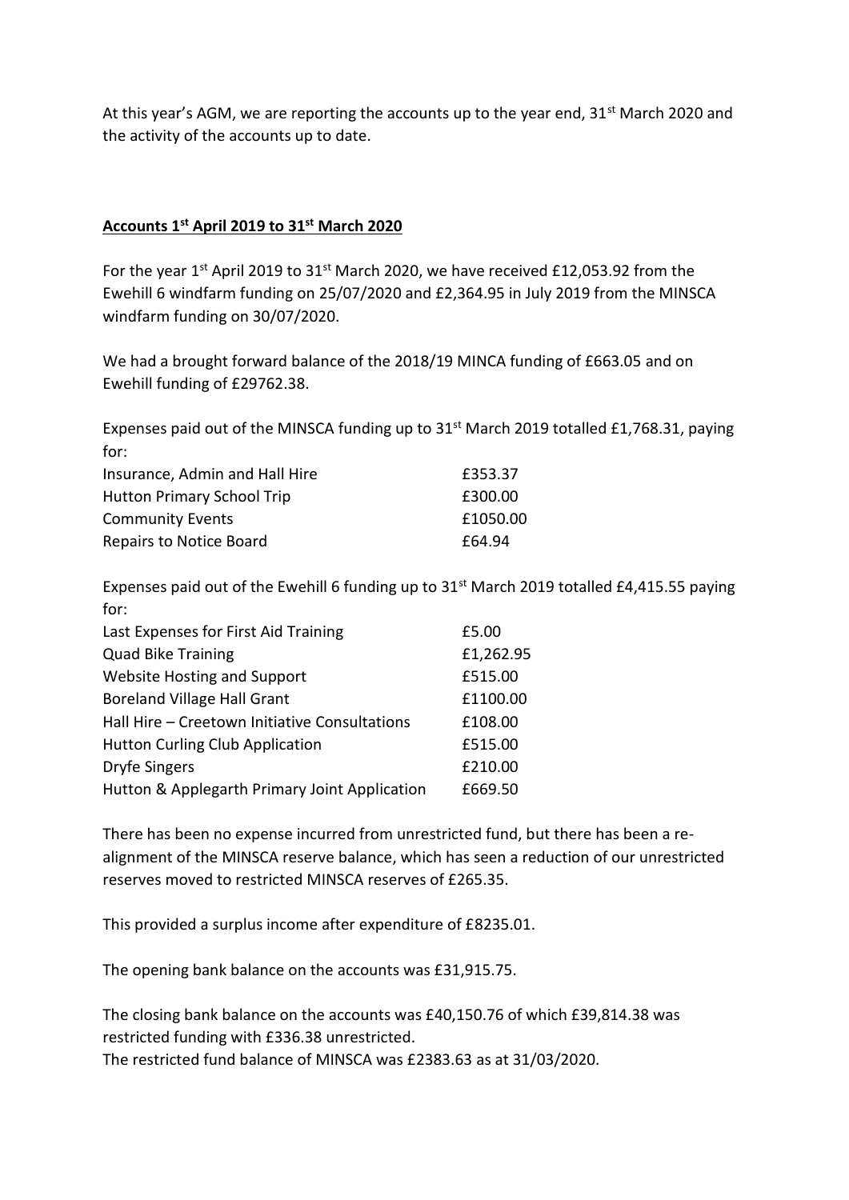At this year's AGM, we are reporting the accounts up to the year end, 31st March 2020 and the activity of the accounts up to date.

## **Accounts 1st April 2019 to 31st March 2020**

For the year 1st April 2019 to 31st March 2020, we have received £12,053.92 from the Ewehill 6 windfarm funding on 25/07/2020 and £2,364.95 in July 2019 from the MINSCA windfarm funding on 30/07/2020.

We had a brought forward balance of the 2018/19 MINCA funding of £663.05 and on Ewehill funding of £29762.38.

Expenses paid out of the MINSCA funding up to 31st March 2019 totalled £1,768.31, paying for:

| | |
|---|---|
| Insurance, Admin and Hall Hire | £353.37 |
| Hutton Primary School Trip | £300.00 |
| Community Events | £1050.00 |
| Repairs to Notice Board | £64.94 |

Expenses paid out of the Ewehill 6 funding up to 31st March 2019 totalled £4,415.55 paying for:

| | |
|---|---|
| Last Expenses for First Aid Training | £5.00 |
| Quad Bike Training | £1,262.95 |
| Website Hosting and Support | £515.00 |
| Boreland Village Hall Grant | £1100.00 |
| Hall Hire – Creetown Initiative Consultations | £108.00 |
| Hutton Curling Club Application | £515.00 |
| Dryfe Singers | £210.00 |
| Hutton & Applegarth Primary Joint Application | £669.50 |

There has been no expense incurred from unrestricted fund, but there has been a re-alignment of the MINSCA reserve balance, which has seen a reduction of our unrestricted reserves moved to restricted MINSCA reserves of £265.35.

This provided a surplus income after expenditure of £8235.01.

The opening bank balance on the accounts was £31,915.75.

The closing bank balance on the accounts was £40,150.76 of which £39,814.38 was restricted funding with £336.38 unrestricted.
The restricted fund balance of MINSCA was £2383.63 as at 31/03/2020.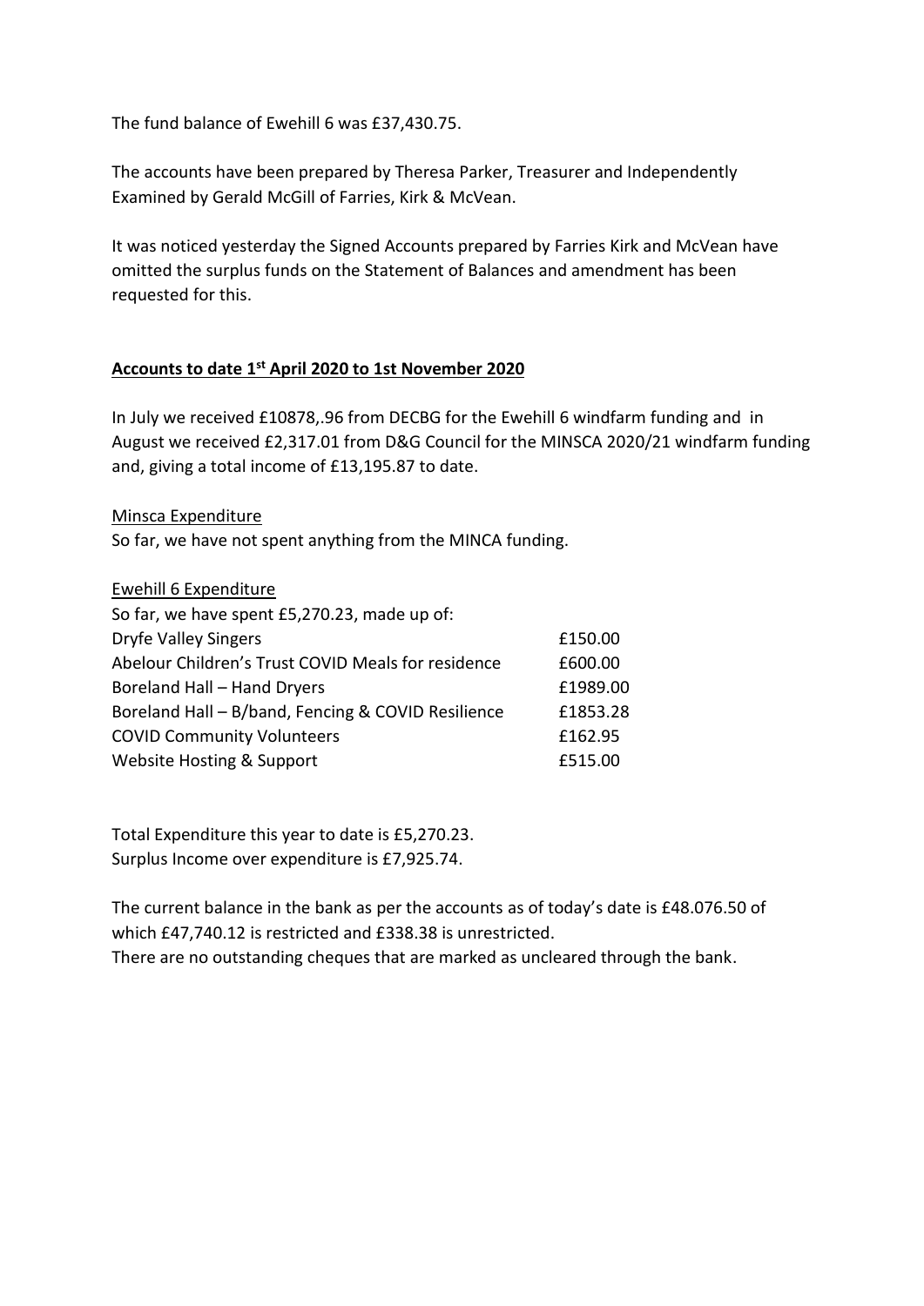The fund balance of Ewehill 6 was £37,430.75.

The accounts have been prepared by Theresa Parker, Treasurer and Independently Examined by Gerald McGill of Farries, Kirk & McVean.

It was noticed yesterday the Signed Accounts prepared by Farries Kirk and McVean have omitted the surplus funds on the Statement of Balances and amendment has been requested for this.

**Accounts to date 1st April 2020 to 1st November 2020**

In July we received £10878,.96 from DECBG for the Ewehill 6 windfarm funding and in August we received £2,317.01 from D&G Council for the MINSCA 2020/21 windfarm funding and, giving a total income of £13,195.87 to date.

Minsca Expenditure

So far, we have not spent anything from the MINCA funding.

Ewehill 6 Expenditure

So far, we have spent £5,270.23, made up of:

| | |
|---|---|
| Dryfe Valley Singers | £150.00 |
| Abelour Children's Trust COVID Meals for residence | £600.00 |
| Boreland Hall – Hand Dryers | £1989.00 |
| Boreland Hall – B/band, Fencing & COVID Resilience | £1853.28 |
| COVID Community Volunteers | £162.95 |
| Website Hosting & Support | £515.00 |

Total Expenditure this year to date is £5,270.23.
Surplus Income over expenditure is £7,925.74.

The current balance in the bank as per the accounts as of today's date is £48.076.50 of which £47,740.12 is restricted and £338.38 is unrestricted.
There are no outstanding cheques that are marked as uncleared through the bank.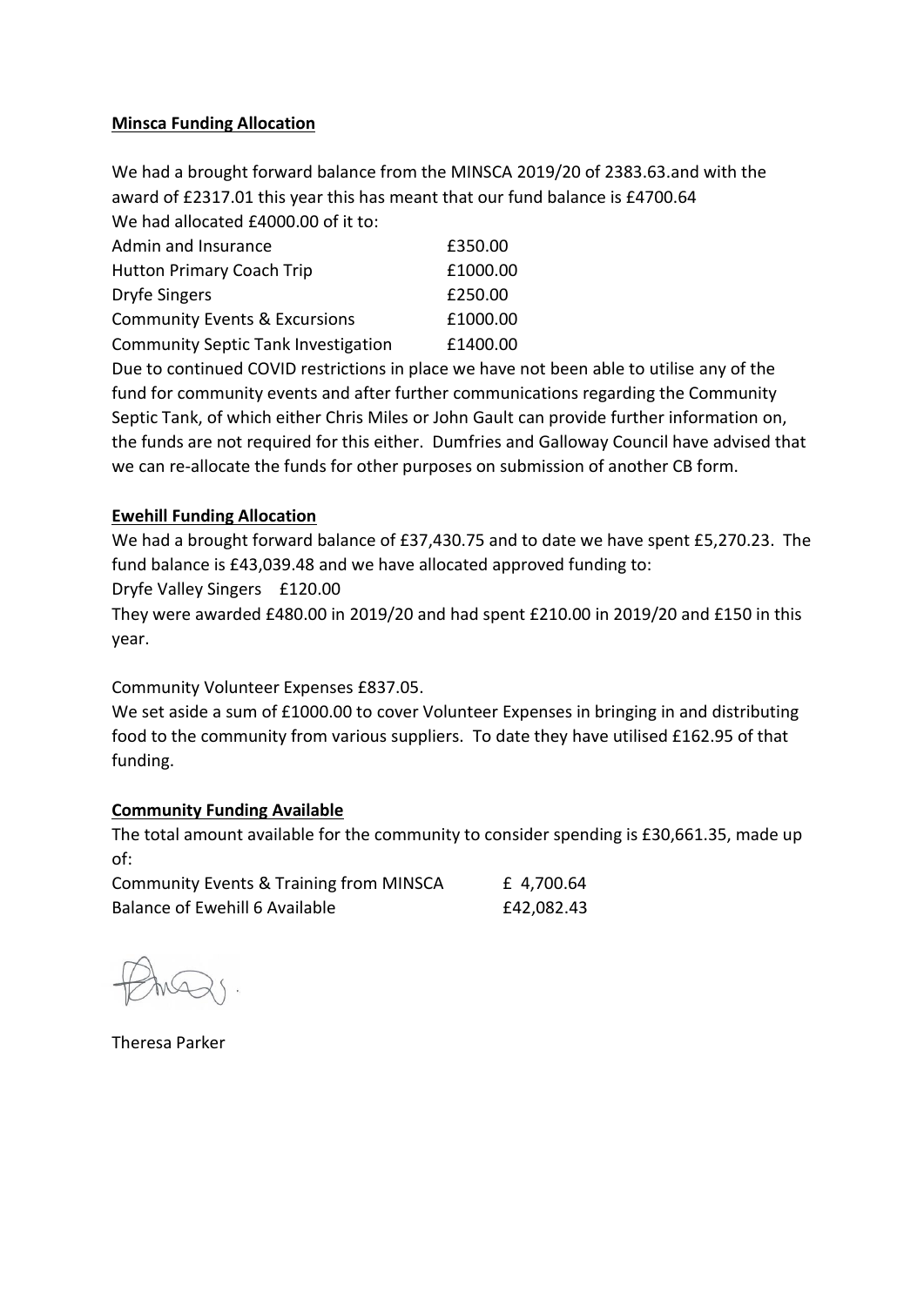**Minsca Funding Allocation**

We had a brought forward balance from the MINSCA 2019/20 of 2383.63.and with the award of £2317.01 this year this has meant that our fund balance is £4700.64

We had allocated £4000.00 of it to:

| | |
|---|---|
| Admin and Insurance | £350.00 |
| Hutton Primary Coach Trip | £1000.00 |
| Dryfe Singers | £250.00 |
| Community Events & Excursions | £1000.00 |
| Community Septic Tank Investigation | £1400.00 |

Due to continued COVID restrictions in place we have not been able to utilise any of the fund for community events and after further communications regarding the Community Septic Tank, of which either Chris Miles or John Gault can provide further information on, the funds are not required for this either. Dumfries and Galloway Council have advised that we can re-allocate the funds for other purposes on submission of another CB form.

**Ewehill Funding Allocation**

We had a brought forward balance of £37,430.75 and to date we have spent £5,270.23. The fund balance is £43,039.48 and we have allocated approved funding to:

Dryfe Valley Singers £120.00

They were awarded £480.00 in 2019/20 and had spent £210.00 in 2019/20 and £150 in this year.

Community Volunteer Expenses £837.05.

We set aside a sum of £1000.00 to cover Volunteer Expenses in bringing in and distributing food to the community from various suppliers. To date they have utilised £162.95 of that funding.

**Community Funding Available**

The total amount available for the community to consider spending is £30,661.35, made up of:

| | |
|---|---|
| Community Events & Training from MINSCA | £ 4,700.64 |
| Balance of Ewehill 6 Available | £42,082.43 |

Theresa Parker